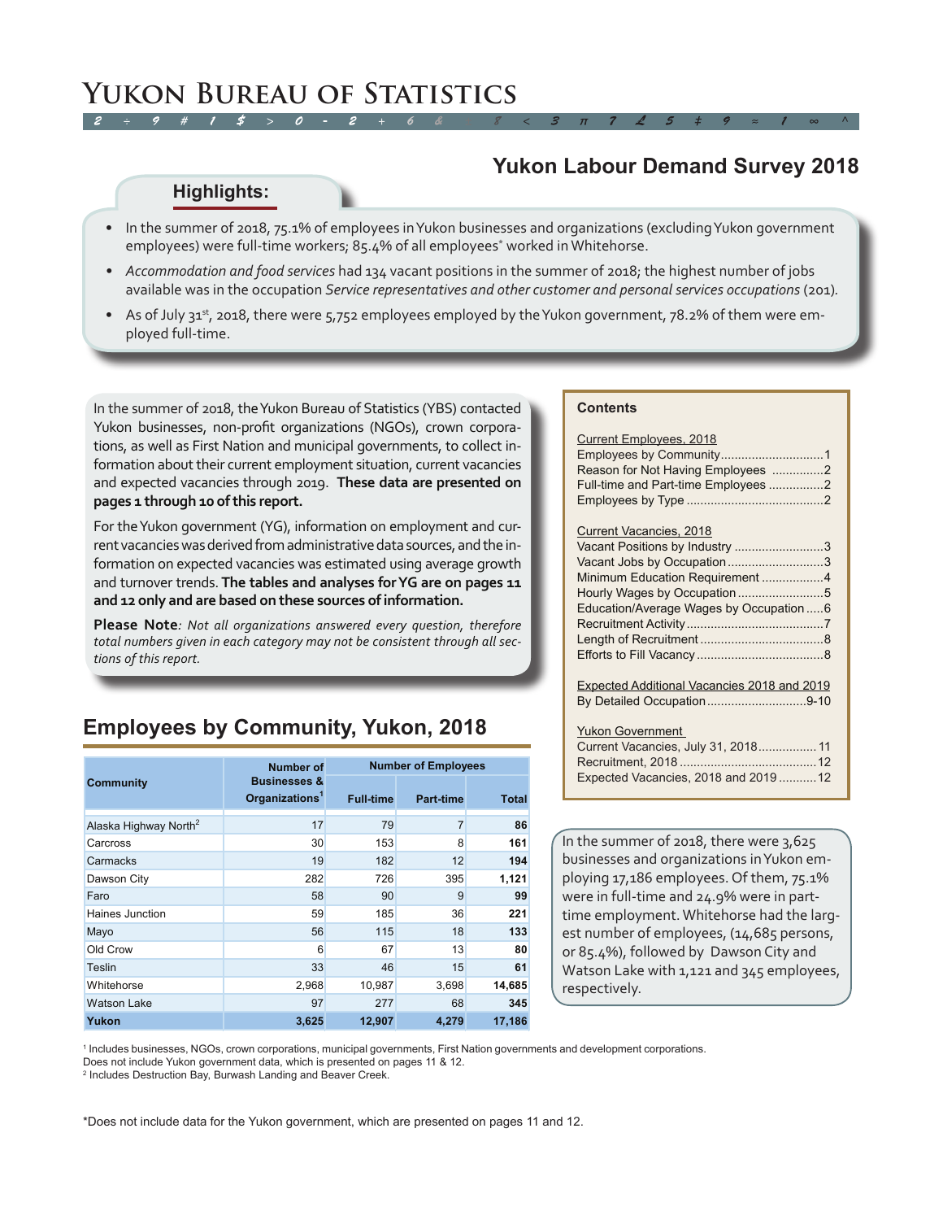// Yukon Bureau of Statistics

# Yukon Labour Demand Survey 2018

## Highlights:

- In the summer of 2018, 75.1% of employees in Yukon businesses and organizations (excluding Yukon government employees) were full-time workers; 85.4% of all employees* worked in Whitehorse.
- *Accommodation and food services* had 134 vacant positions in the summer of 2018; the highest number of jobs available was in the occupation *Service representatives and other customer and personal services occupations* (201).
- As of July 31st, 2018, there were 5,752 employees employed by the Yukon government, 78.2% of them were employed full-time.

In the summer of 2018, the Yukon Bureau of Statistics (YBS) contacted Yukon businesses, non-profit organizations (NGOs), crown corporations, as well as First Nation and municipal governments, to collect information about their current employment situation, current vacancies and expected vacancies through 2019. **These data are presented on pages 1 through 10 of this report.**

For the Yukon government (YG), information on employment and current vacancies was derived from administrative data sources, and the information on expected vacancies was estimated using average growth and turnover trends. **The tables and analyses for YG are on pages 11 and 12 only and are based on these sources of information.**

**Please Note**: *Not all organizations answered every question, therefore total numbers given in each category may not be consistent through all sections of this report.*

**Contents**

Current Employees, 2018
- Employees by Community ..... 1
- Reason for Not Having Employees ..... 2
- Full-time and Part-time Employees ..... 2
- Employees by Type ..... 2

Current Vacancies, 2018
- Vacant Positions by Industry ..... 3
- Vacant Jobs by Occupation ..... 3
- Minimum Education Requirement ..... 4
- Hourly Wages by Occupation ..... 5
- Education/Average Wages by Occupation ..... 6
- Recruitment Activity ..... 7
- Length of Recruitment ..... 8
- Efforts to Fill Vacancy ..... 8

Expected Additional Vacancies 2018 and 2019
- By Detailed Occupation ..... 9-10

Yukon Government
- Current Vacancies, July 31, 2018 ..... 11
- Recruitment, 2018 ..... 12
- Expected Vacancies, 2018 and 2019 ..... 12

## Employees by Community, Yukon, 2018

| Community | Number of Businesses & Organizations[1] | Number of Employees | | |
|---|---|---|---|---|
| | | Full-time | Part-time | Total |
| Alaska Highway North[2] | 17 | 79 | 7 | **86** |
| Carcross | 30 | 153 | 8 | **161** |
| Carmacks | 19 | 182 | 12 | **194** |
| Dawson City | 282 | 726 | 395 | **1,121** |
| Faro | 58 | 90 | 9 | **99** |
| Haines Junction | 59 | 185 | 36 | **221** |
| Mayo | 56 | 115 | 18 | **133** |
| Old Crow | 6 | 67 | 13 | **80** |
| Teslin | 33 | 46 | 15 | **61** |
| Whitehorse | 2,968 | 10,987 | 3,698 | **14,685** |
| Watson Lake | 97 | 277 | 68 | **345** |
| **Yukon** | **3,625** | **12,907** | **4,279** | **17,186** |

[1] Includes businesses, NGOs, crown corporations, municipal governments, First Nation governments and development corporations. Does not include Yukon government data, which is presented on pages 11 & 12.
[2] Includes Destruction Bay, Burwash Landing and Beaver Creek.

In the summer of 2018, there were 3,625 businesses and organizations in Yukon employing 17,186 employees. Of them, 75.1% were in full-time and 24.9% were in part-time employment. Whitehorse had the largest number of employees, (14,685 persons, or 85.4%), followed by Dawson City and Watson Lake with 1,121 and 345 employees, respectively.

*Does not include data for the Yukon government, which are presented on pages 11 and 12.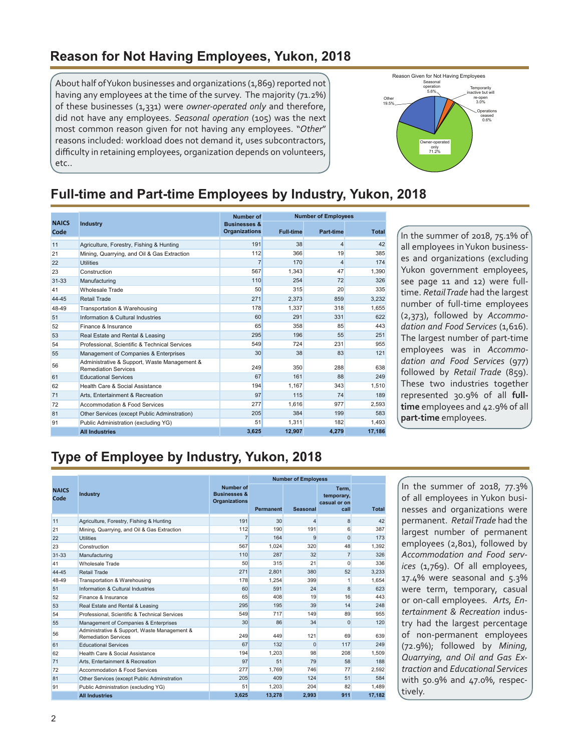## Reason for Not Having Employees, Yukon, 2018

About half of Yukon businesses and organizations (1,869) reported not having any employees at the time of the survey. The majority (71.2%) of these businesses (1,331) were *owner-operated only* and therefore, did not have any employees. *Seasonal operation* (105) was the next most common reason given for not having any employees. "*Other*" reasons included: workload does not demand it, uses subcontractors, difficulty in retaining employees, organization depends on volunteers, etc..

Reason Given for Not Having Employees

- Seasonal operation 5.6%
- Temporarily inactive but will re-open 3.0%
- Operations ceased 0.6%
- Owner-operated only 71.2%
- Other 19.5%

## Full-time and Part-time Employees by Industry, Yukon, 2018

| NAICS Code | Industry | Number of Businesses & Organizations | Number of Employees | | |
|---|---|---|---|---|---|
| | | | Full-time | Part-time | Total |
| 11 | Agriculture, Forestry, Fishing & Hunting | 191 | 38 | 4 | 42 |
| 21 | Mining, Quarrying, and Oil & Gas Extraction | 112 | 366 | 19 | 385 |
| 22 | Utilities | 7 | 170 | 4 | 174 |
| 23 | Construction | 567 | 1,343 | 47 | 1,390 |
| 31-33 | Manufacturing | 110 | 254 | 72 | 326 |
| 41 | Wholesale Trade | 50 | 315 | 20 | 335 |
| 44-45 | Retail Trade | 271 | 2,373 | 859 | 3,232 |
| 48-49 | Transportation & Warehousing | 178 | 1,337 | 318 | 1,655 |
| 51 | Information & Cultural Industries | 60 | 291 | 331 | 622 |
| 52 | Finance & Insurance | 65 | 358 | 85 | 443 |
| 53 | Real Estate and Rental & Leasing | 295 | 196 | 55 | 251 |
| 54 | Professional, Scientific & Technical Services | 549 | 724 | 231 | 955 |
| 55 | Management of Companies & Enterprises | 30 | 38 | 83 | 121 |
| 56 | Administrative & Support, Waste Management & Remediation Services | 249 | 350 | 288 | 638 |
| 61 | Educational Services | 67 | 161 | 88 | 249 |
| 62 | Health Care & Social Assistance | 194 | 1,167 | 343 | 1,510 |
| 71 | Arts, Entertainment & Recreation | 97 | 115 | 74 | 189 |
| 72 | Accommodation & Food Services | 277 | 1,616 | 977 | 2,593 |
| 81 | Other Services (except Public Adminstration) | 205 | 384 | 199 | 583 |
| 91 | Public Administration (excluding YG) | 51 | 1,311 | 182 | 1,493 |
| | **All Industries** | **3,625** | **12,907** | **4,279** | **17,186** |

In the summer of 2018, 75.1% of all employees in Yukon businesses and organizations (excluding Yukon government employees, see page 11 and 12) were full-time. *Retail Trade* had the largest number of full-time employees (2,373), followed by *Accommodation and Food Services* (1,616). The largest number of part-time employees was in *Accommodation and Food Services* (977) followed by *Retail Trade* (859). These two industries together represented 30.9% of all **full-time** employees and 42.9% of all **part-time** employees.

## Type of Employee by Industry, Yukon, 2018

| NAICS Code | Industry | Number of Businesses & Organizations | Number of Employees | | | |
|---|---|---|---|---|---|---|
| | | | Permanent | Seasonal | Term, temporary, casual or on call | Total |
| 11 | Agriculture, Forestry, Fishing & Hunting | 191 | 30 | 4 | 8 | 42 |
| 21 | Mining, Quarrying, and Oil & Gas Extraction | 112 | 190 | 191 | 6 | 387 |
| 22 | Utilities | 7 | 164 | 9 | 0 | 173 |
| 23 | Construction | 567 | 1,024 | 320 | 48 | 1,392 |
| 31-33 | Manufacturing | 110 | 287 | 32 | 7 | 326 |
| 41 | Wholesale Trade | 50 | 315 | 21 | 0 | 336 |
| 44-45 | Retail Trade | 271 | 2,801 | 380 | 52 | 3,233 |
| 48-49 | Transportation & Warehousing | 178 | 1,254 | 399 | 1 | 1,654 |
| 51 | Information & Cultural Industries | 60 | 591 | 24 | 8 | 623 |
| 52 | Finance & Insurance | 65 | 408 | 19 | 16 | 443 |
| 53 | Real Estate and Rental & Leasing | 295 | 195 | 39 | 14 | 248 |
| 54 | Professional, Scientific & Technical Services | 549 | 717 | 149 | 89 | 955 |
| 55 | Management of Companies & Enterprises | 30 | 86 | 34 | 0 | 120 |
| 56 | Administrative & Support, Waste Management & Remediation Services | 249 | 449 | 121 | 69 | 639 |
| 61 | Educational Services | 67 | 132 | 0 | 117 | 249 |
| 62 | Health Care & Social Assistance | 194 | 1,203 | 98 | 208 | 1,509 |
| 71 | Arts, Entertainment & Recreation | 97 | 51 | 79 | 58 | 188 |
| 72 | Accommodation & Food Services | 277 | 1,769 | 746 | 77 | 2,592 |
| 81 | Other Services (except Public Adminstration) | 205 | 409 | 124 | 51 | 584 |
| 91 | Public Administration (excluding YG) | 51 | 1,203 | 204 | 82 | 1,489 |
| | **All Industries** | **3,625** | **13,278** | **2,993** | **911** | **17,182** |

In the summer of 2018, 77.3% of all employees in Yukon businesses and organizations were permanent. *Retail Trade* had the largest number of permanent employees (2,801), followed by *Accommodation and Food services* (1,769). Of all employees, 17.4% were seasonal and 5.3% were term, temporary, casual or on-call employees. *Arts, Entertainment & Recreation* industry had the largest percentage of non-permanent employees (72.9%); followed by *Mining, Quarrying, and Oil and Gas Extraction* and *Educational Services* with 50.9% and 47.0%, respectively.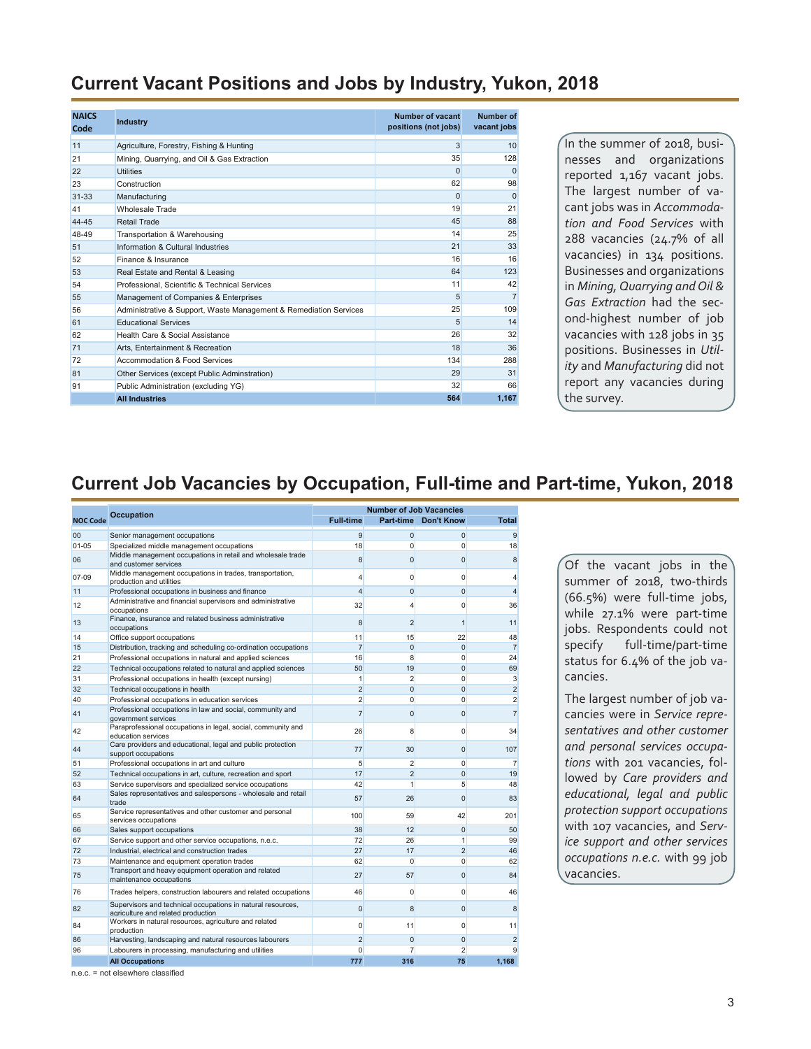## Current Vacant Positions and Jobs by Industry, Yukon, 2018

| NAICS Code | Industry | Number of vacant positions (not jobs) | Number of vacant jobs |
|---|---|---|---|
| 11 | Agriculture, Forestry, Fishing & Hunting | 3 | 10 |
| 21 | Mining, Quarrying, and Oil & Gas Extraction | 35 | 128 |
| 22 | Utilities | 0 | 0 |
| 23 | Construction | 62 | 98 |
| 31-33 | Manufacturing | 0 | 0 |
| 41 | Wholesale Trade | 19 | 21 |
| 44-45 | Retail Trade | 45 | 88 |
| 48-49 | Transportation & Warehousing | 14 | 25 |
| 51 | Information & Cultural Industries | 21 | 33 |
| 52 | Finance & Insurance | 16 | 16 |
| 53 | Real Estate and Rental & Leasing | 64 | 123 |
| 54 | Professional, Scientific & Technical Services | 11 | 42 |
| 55 | Management of Companies & Enterprises | 5 | 7 |
| 56 | Administrative & Support, Waste Management & Remediation Services | 25 | 109 |
| 61 | Educational Services | 5 | 14 |
| 62 | Health Care & Social Assistance | 26 | 32 |
| 71 | Arts, Entertainment & Recreation | 18 | 36 |
| 72 | Accommodation & Food Services | 134 | 288 |
| 81 | Other Services (except Public Adminstration) | 29 | 31 |
| 91 | Public Administration (excluding YG) | 32 | 66 |
| | **All Industries** | **564** | **1,167** |

In the summer of 2018, businesses and organizations reported 1,167 vacant jobs. The largest number of vacant jobs was in *Accommodation and Food Services* with 288 vacancies (24.7% of all vacancies) in 134 positions. Businesses and organizations in *Mining, Quarrying and Oil & Gas Extraction* had the second-highest number of job vacancies with 128 jobs in 35 positions. Businesses in *Utility* and *Manufacturing* did not report any vacancies during the survey.

## Current Job Vacancies by Occupation, Full-time and Part-time, Yukon, 2018

| NOC Code | Occupation | Number of Job Vacancies | | | |
|---|---|---|---|---|---|
| | | Full-time | Part-time | Don't Know | Total |
| 00 | Senior management occupations | 9 | 0 | 0 | 9 |
| 01-05 | Specialized middle management occupations | 18 | 0 | 0 | 18 |
| 06 | Middle management occupations in retail and wholesale trade and customer services | 8 | 0 | 0 | 8 |
| 07-09 | Middle management occupations in trades, transportation, production and utilities | 4 | 0 | 0 | 4 |
| 11 | Professional occupations in business and finance | 4 | 0 | 0 | 4 |
| 12 | Administrative and financial supervisors and administrative occupations | 32 | 4 | 0 | 36 |
| 13 | Finance, insurance and related business administrative occupations | 8 | 2 | 1 | 11 |
| 14 | Office support occupations | 11 | 15 | 22 | 48 |
| 15 | Distribution, tracking and scheduling co-ordination occupations | 7 | 0 | 0 | 7 |
| 21 | Professional occupations in natural and applied sciences | 16 | 8 | 0 | 24 |
| 22 | Technical occupations related to natural and applied sciences | 50 | 19 | 0 | 69 |
| 31 | Professional occupations in health (except nursing) | 1 | 2 | 0 | 3 |
| 32 | Technical occupations in health | 2 | 0 | 0 | 2 |
| 40 | Professional occupations in education services | 2 | 0 | 0 | 2 |
| 41 | Professional occupations in law and social, community and government services | 7 | 0 | 0 | 7 |
| 42 | Paraprofessional occupations in legal, social, community and education services | 26 | 8 | 0 | 34 |
| 44 | Care providers and educational, legal and public protection support occupations | 77 | 30 | 0 | 107 |
| 51 | Professional occupations in art and culture | 5 | 2 | 0 | 7 |
| 52 | Technical occupations in art, culture, recreation and sport | 17 | 2 | 0 | 19 |
| 63 | Service supervisors and specialized service occupations | 42 | 1 | 5 | 48 |
| 64 | Sales representatives and salespersons - wholesale and retail trade | 57 | 26 | 0 | 83 |
| 65 | Service representatives and other customer and personal services occupations | 100 | 59 | 42 | 201 |
| 66 | Sales support occupations | 38 | 12 | 0 | 50 |
| 67 | Service support and other service occupations, n.e.c. | 72 | 26 | 1 | 99 |
| 72 | Industrial, electrical and construction trades | 27 | 17 | 2 | 46 |
| 73 | Maintenance and equipment operation trades | 62 | 0 | 0 | 62 |
| 75 | Transport and heavy equipment operation and related maintenance occupations | 27 | 57 | 0 | 84 |
| 76 | Trades helpers, construction labourers and related occupations | 46 | 0 | 0 | 46 |
| 82 | Supervisors and technical occupations in natural resources, agriculture and related production | 0 | 8 | 0 | 8 |
| 84 | Workers in natural resources, agriculture and related production | 0 | 11 | 0 | 11 |
| 86 | Harvesting, landscaping and natural resources labourers | 2 | 0 | 0 | 2 |
| 96 | Labourers in processing, manufacturing and utilities | 0 | 7 | 2 | 9 |
| | **All Occupations** | **777** | **316** | **75** | **1,168** |

n.e.c. = not elsewhere classified

Of the vacant jobs in the summer of 2018, two-thirds (66.5%) were full-time jobs, while 27.1% were part-time jobs. Respondents could not specify full-time/part-time status for 6.4% of the job vacancies.

The largest number of job vacancies were in *Service representatives and other customer and personal services occupations* with 201 vacancies, followed by *Care providers and educational, legal and public protection support occupations* with 107 vacancies, and *Service support and other services occupations n.e.c.* with 99 job vacancies.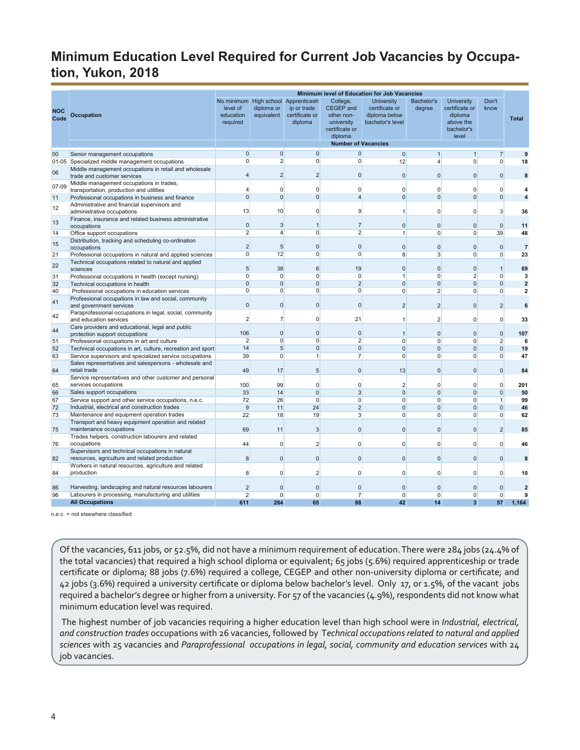# Minimum Education Level Required for Current Job Vacancies by Occupation, Yukon, 2018

| NOC Code | Occupation | No minimum level of education required | High school diploma or equivalent | Apprenticeship or trade certificate or diploma | College, CEGEP and other non-university certificate or diploma | University certificate or diploma below bachelor's level | Bachelor's degree | University certificate or diploma above the bachelor's level | Don't know | Total |
|---|---|---|---|---|---|---|---|---|---|---|
| | | Minimum level of Education for Job Vacancies | | | | | | | | |
| | | Number of Vacancies | | | | | | | | |
| 00 | Senior management occupations | 0 | 0 | 0 | 0 | 0 | 1 | 1 | 7 | 9 |
| 01-05 | Specialized middle management occupations | 0 | 2 | 0 | 0 | 12 | 4 | 0 | 0 | 18 |
| 06 | Middle management occupations in retail and wholesale trade and customer services | 4 | 2 | 2 | 0 | 0 | 0 | 0 | 0 | 8 |
| 07-09 | Middle management occupations in trades, transportation, production and utilities | 4 | 0 | 0 | 0 | 0 | 0 | 0 | 0 | 4 |
| 11 | Professional occupations in business and finance | 0 | 0 | 0 | 4 | 0 | 0 | 0 | 0 | 4 |
| 12 | Administrative and financial supervisors and administrative occupations | 13 | 10 | 0 | 9 | 1 | 0 | 0 | 3 | 36 |
| 13 | Finance, insurance and related business administrative occupations | 0 | 3 | 1 | 7 | 0 | 0 | 0 | 0 | 11 |
| 14 | Office support occupations | 2 | 4 | 0 | 2 | 1 | 0 | 0 | 39 | 48 |
| 15 | Distribution, tracking and scheduling co-ordination occupations | 2 | 5 | 0 | 0 | 0 | 0 | 0 | 0 | 7 |
| 21 | Professional occupations in natural and applied sciences | 0 | 12 | 0 | 0 | 8 | 3 | 0 | 0 | 23 |
| 22 | Technical occupations related to natural and applied sciences | 5 | 38 | 6 | 19 | 0 | 0 | 0 | 1 | 69 |
| 31 | Professional occupations in health (except nursing) | 0 | 0 | 0 | 0 | 1 | 0 | 2 | 0 | 3 |
| 32 | Technical occupations in health | 0 | 0 | 0 | 2 | 0 | 0 | 0 | 0 | 2 |
| 40 | Professional occupations in education services | 0 | 0 | 0 | 0 | 0 | 2 | 0 | 0 | 2 |
| 41 | Professional occupations in law and social, community and government services | 0 | 0 | 0 | 0 | 2 | 2 | 0 | 2 | 6 |
| 42 | Paraprofessional occupations in legal, social, community and education services | 2 | 7 | 0 | 21 | 1 | 2 | 0 | 0 | 33 |
| 44 | Care providers and educational, legal and public protection support occupations | 106 | 0 | 0 | 0 | 1 | 0 | 0 | 0 | 107 |
| 51 | Professional occupations in art and culture | 2 | 0 | 0 | 2 | 0 | 0 | 0 | 2 | 6 |
| 52 | Technical occupations in art, culture, recreation and sport | 14 | 5 | 0 | 0 | 0 | 0 | 0 | 0 | 19 |
| 63 | Service supervisors and specialized service occupations | 39 | 0 | 1 | 7 | 0 | 0 | 0 | 0 | 47 |
| 64 | Sales representatives and salespersons - wholesale and retail trade | 49 | 17 | 5 | 0 | 13 | 0 | 0 | 0 | 84 |
| 65 | Service representatives and other customer and personal services occupations | 100 | 99 | 0 | 0 | 2 | 0 | 0 | 0 | 201 |
| 66 | Sales support occupations | 33 | 14 | 0 | 3 | 0 | 0 | 0 | 0 | 50 |
| 67 | Service support and other service occupations, n.e.c. | 72 | 26 | 0 | 0 | 0 | 0 | 0 | 1 | 99 |
| 72 | Industrial, electrical and construction trades | 9 | 11 | 24 | 2 | 0 | 0 | 0 | 0 | 46 |
| 73 | Maintenance and equipment operation trades | 22 | 18 | 19 | 3 | 0 | 0 | 0 | 0 | 62 |
| 75 | Transport and heavy equipment operation and related maintenance occupations | 69 | 11 | 3 | 0 | 0 | 0 | 0 | 2 | 85 |
| 76 | Trades helpers, construction labourers and related occupations | 44 | 0 | 2 | 0 | 0 | 0 | 0 | 0 | 46 |
| 82 | Supervisors and technical occupations in natural resources, agriculture and related production | 8 | 0 | 0 | 0 | 0 | 0 | 0 | 0 | 8 |
| 84 | Workers in natural resources, agriculture and related production | 8 | 0 | 2 | 0 | 0 | 0 | 0 | 0 | 10 |
| 86 | Harvesting, landscaping and natural resources labourers | 2 | 0 | 0 | 0 | 0 | 0 | 0 | 0 | 2 |
| 96 | Labourers in processing, manufacturing and utilities | 2 | 0 | 0 | 7 | 0 | 0 | 0 | 0 | 9 |
| | **All Occupations** | **611** | **284** | **65** | **88** | **42** | **14** | **3** | **57** | **1,164** |

n.e.c. = not elsewhere classified

Of the vacancies, 611 jobs, or 52.5%, did not have a minimum requirement of education. There were 284 jobs (24.4% of the total vacancies) that required a high school diploma or equivalent; 65 jobs (5.6%) required apprenticeship or trade certificate or diploma; 88 jobs (7.6%) required a college, CEGEP and other non-university diploma or certificate; and 42 jobs (3.6%) required a university certificate or diploma below bachelor's level. Only 17, or 1.5%, of the vacant jobs required a bachelor's degree or higher from a university. For 57 of the vacancies (4.9%), respondents did not know what minimum education level was required.

The highest number of job vacancies requiring a higher education level than high school were in *Industrial, electrical, and construction trades* occupations with 26 vacancies, followed by *Technical occupations related to natural and applied sciences* with 25 vacancies and *Paraprofessional occupations in legal, social, community and education services* with 24 job vacancies.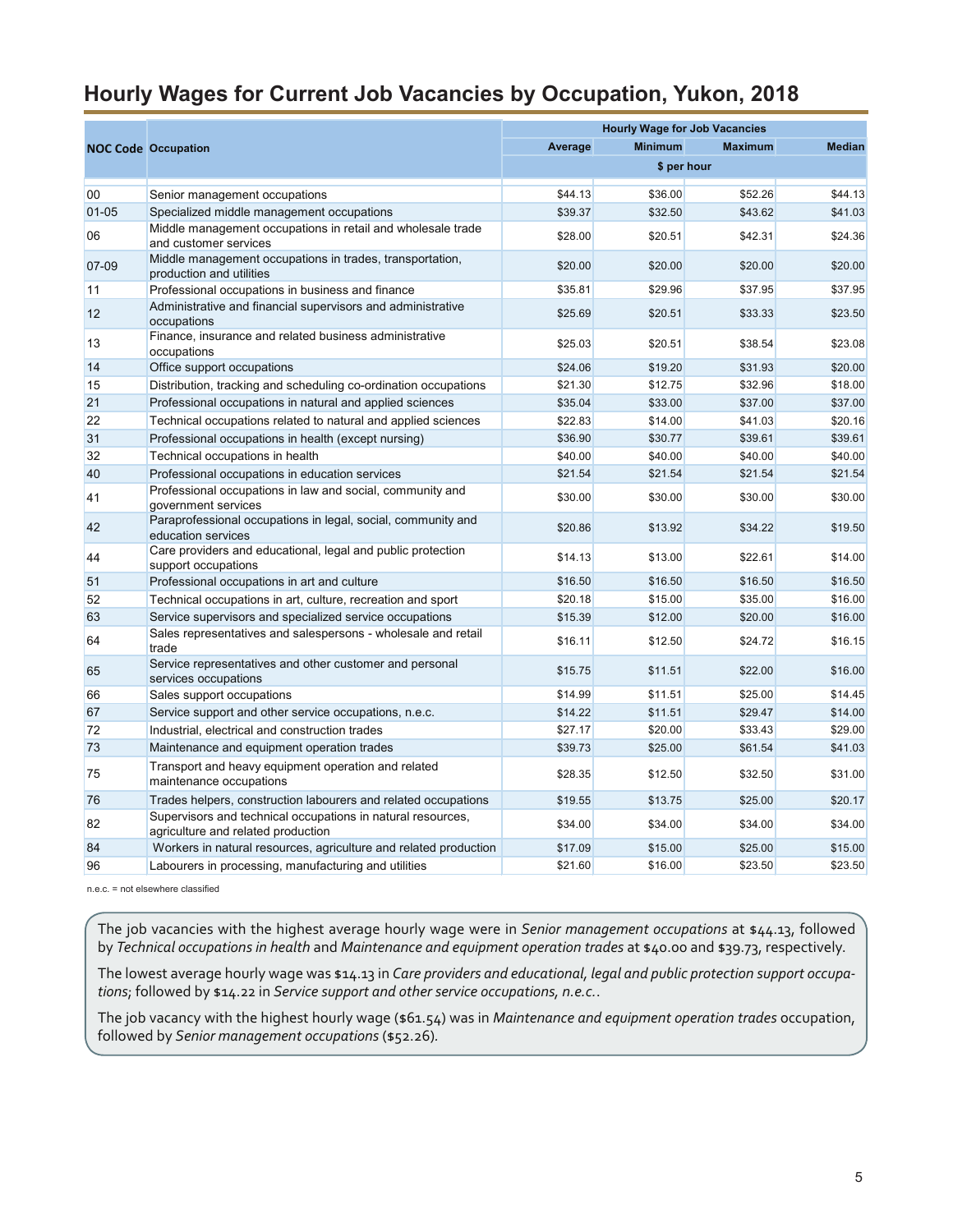# Hourly Wages for Current Job Vacancies by Occupation, Yukon, 2018

| NOC Code | Occupation | Hourly Wage for Job Vacancies | | | |
|---|---|---|---|---|---|
| | | Average | Minimum | Maximum | Median |
| | | $ per hour | | | |
| 00 | Senior management occupations | $44.13 | $36.00 | $52.26 | $44.13 |
| 01-05 | Specialized middle management occupations | $39.37 | $32.50 | $43.62 | $41.03 |
| 06 | Middle management occupations in retail and wholesale trade and customer services | $28.00 | $20.51 | $42.31 | $24.36 |
| 07-09 | Middle management occupations in trades, transportation, production and utilities | $20.00 | $20.00 | $20.00 | $20.00 |
| 11 | Professional occupations in business and finance | $35.81 | $29.96 | $37.95 | $37.95 |
| 12 | Administrative and financial supervisors and administrative occupations | $25.69 | $20.51 | $33.33 | $23.50 |
| 13 | Finance, insurance and related business administrative occupations | $25.03 | $20.51 | $38.54 | $23.08 |
| 14 | Office support occupations | $24.06 | $19.20 | $31.93 | $20.00 |
| 15 | Distribution, tracking and scheduling co-ordination occupations | $21.30 | $12.75 | $32.96 | $18.00 |
| 21 | Professional occupations in natural and applied sciences | $35.04 | $33.00 | $37.00 | $37.00 |
| 22 | Technical occupations related to natural and applied sciences | $22.83 | $14.00 | $41.03 | $20.16 |
| 31 | Professional occupations in health (except nursing) | $36.90 | $30.77 | $39.61 | $39.61 |
| 32 | Technical occupations in health | $40.00 | $40.00 | $40.00 | $40.00 |
| 40 | Professional occupations in education services | $21.54 | $21.54 | $21.54 | $21.54 |
| 41 | Professional occupations in law and social, community and government services | $30.00 | $30.00 | $30.00 | $30.00 |
| 42 | Paraprofessional occupations in legal, social, community and education services | $20.86 | $13.92 | $34.22 | $19.50 |
| 44 | Care providers and educational, legal and public protection support occupations | $14.13 | $13.00 | $22.61 | $14.00 |
| 51 | Professional occupations in art and culture | $16.50 | $16.50 | $16.50 | $16.50 |
| 52 | Technical occupations in art, culture, recreation and sport | $20.18 | $15.00 | $35.00 | $16.00 |
| 63 | Service supervisors and specialized service occupations | $15.39 | $12.00 | $20.00 | $16.00 |
| 64 | Sales representatives and salespersons - wholesale and retail trade | $16.11 | $12.50 | $24.72 | $16.15 |
| 65 | Service representatives and other customer and personal services occupations | $15.75 | $11.51 | $22.00 | $16.00 |
| 66 | Sales support occupations | $14.99 | $11.51 | $25.00 | $14.45 |
| 67 | Service support and other service occupations, n.e.c. | $14.22 | $11.51 | $29.47 | $14.00 |
| 72 | Industrial, electrical and construction trades | $27.17 | $20.00 | $33.43 | $29.00 |
| 73 | Maintenance and equipment operation trades | $39.73 | $25.00 | $61.54 | $41.03 |
| 75 | Transport and heavy equipment operation and related maintenance occupations | $28.35 | $12.50 | $32.50 | $31.00 |
| 76 | Trades helpers, construction labourers and related occupations | $19.55 | $13.75 | $25.00 | $20.17 |
| 82 | Supervisors and technical occupations in natural resources, agriculture and related production | $34.00 | $34.00 | $34.00 | $34.00 |
| 84 | Workers in natural resources, agriculture and related production | $17.09 | $15.00 | $25.00 | $15.00 |
| 96 | Labourers in processing, manufacturing and utilities | $21.60 | $16.00 | $23.50 | $23.50 |

n.e.c. = not elsewhere classified

The job vacancies with the highest average hourly wage were in *Senior management occupations* at $44.13, followed by *Technical occupations in health* and *Maintenance and equipment operation trades* at $40.00 and $39.73, respectively.

The lowest average hourly wage was $14.13 in *Care providers and educational, legal and public protection support occupations*; followed by $14.22 in *Service support and other service occupations, n.e.c.*.

The job vacancy with the highest hourly wage ($61.54) was in *Maintenance and equipment operation trades* occupation, followed by *Senior management occupations* ($52.26).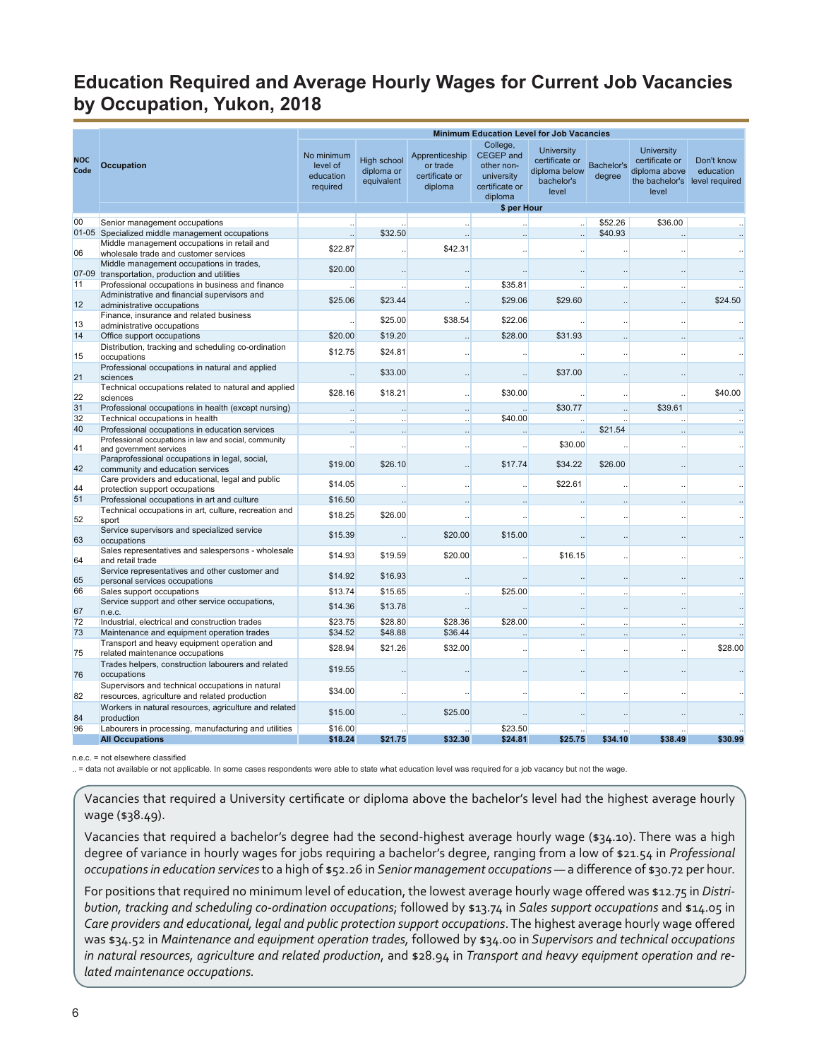# Education Required and Average Hourly Wages for Current Job Vacancies by Occupation, Yukon, 2018

| NOC Code | Occupation | Minimum Education Level for Job Vacancies | | | | | | | |
|---|---|---|---|---|---|---|---|---|---|
| | | No minimum level of education required | High school diploma or equivalent | Apprenticeship or trade certificate or diploma | College, CEGEP and other non-university certificate or diploma | University certificate or diploma below bachelor's level | Bachelor's degree | University certificate or diploma above the bachelor's level | Don't know education level required |
| | | $ per Hour | | | | | | | |
| 00 | Senior management occupations | .. | .. | .. | .. | .. | $52.26 | $36.00 | .. |
| 01-05 | Specialized middle management occupations | .. | $32.50 | .. | .. | .. | $40.93 | .. | .. |
| 06 | Middle management occupations in retail and wholesale trade and customer services | $22.87 | .. | $42.31 | .. | .. | .. | .. | .. |
| 07-09 | Middle management occupations in trades, transportation, production and utilities | $20.00 | .. | .. | .. | .. | .. | .. | .. |
| 11 | Professional occupations in business and finance | .. | .. | .. | $35.81 | .. | .. | .. | .. |
| 12 | Administrative and financial supervisors and administrative occupations | $25.06 | $23.44 | .. | $29.06 | $29.60 | .. | .. | $24.50 |
| 13 | Finance, insurance and related business administrative occupations | .. | $25.00 | $38.54 | $22.06 | .. | .. | .. | .. |
| 14 | Office support occupations | $20.00 | $19.20 | .. | $28.00 | $31.93 | .. | .. | .. |
| 15 | Distribution, tracking and scheduling co-ordination occupations | $12.75 | $24.81 | .. | .. | .. | .. | .. | .. |
| 21 | Professional occupations in natural and applied sciences | .. | $33.00 | .. | .. | $37.00 | .. | .. | .. |
| 22 | Technical occupations related to natural and applied sciences | $28.16 | $18.21 | .. | $30.00 | .. | .. | .. | $40.00 |
| 31 | Professional occupations in health (except nursing) | .. | .. | .. | .. | $30.77 | .. | $39.61 | .. |
| 32 | Technical occupations in health | .. | .. | .. | $40.00 | .. | .. | .. | .. |
| 40 | Professional occupations in education services | .. | .. | .. | .. | .. | $21.54 | .. | .. |
| 41 | Professional occupations in law and social, community and government services | .. | .. | .. | .. | $30.00 | .. | .. | .. |
| 42 | Paraprofessional occupations in legal, social, community and education services | $19.00 | $26.10 | .. | $17.74 | $34.22 | $26.00 | .. | .. |
| 44 | Care providers and educational, legal and public protection support occupations | $14.05 | .. | .. | .. | $22.61 | .. | .. | .. |
| 51 | Professional occupations in art and culture | $16.50 | .. | .. | .. | .. | .. | .. | .. |
| 52 | Technical occupations in art, culture, recreation and sport | $18.25 | $26.00 | .. | .. | .. | .. | .. | .. |
| 63 | Service supervisors and specialized service occupations | $15.39 | .. | $20.00 | $15.00 | .. | .. | .. | .. |
| 64 | Sales representatives and salespersons - wholesale and retail trade | $14.93 | $19.59 | $20.00 | .. | $16.15 | .. | .. | .. |
| 65 | Service representatives and other customer and personal services occupations | $14.92 | $16.93 | .. | .. | .. | .. | .. | .. |
| 66 | Sales support occupations | $13.74 | $15.65 | .. | $25.00 | .. | .. | .. | .. |
| 67 | Service support and other service occupations, n.e.c. | $14.36 | $13.78 | .. | .. | .. | .. | .. | .. |
| 72 | Industrial, electrical and construction trades | $23.75 | $28.80 | $28.36 | $28.00 | .. | .. | .. | .. |
| 73 | Maintenance and equipment operation trades | $34.52 | $48.88 | $36.44 | .. | .. | .. | .. | .. |
| 75 | Transport and heavy equipment operation and related maintenance occupations | $28.94 | $21.26 | $32.00 | .. | .. | .. | .. | $28.00 |
| 76 | Trades helpers, construction labourers and related occupations | $19.55 | .. | .. | .. | .. | .. | .. | .. |
| 82 | Supervisors and technical occupations in natural resources, agriculture and related production | $34.00 | .. | .. | .. | .. | .. | .. | .. |
| 84 | Workers in natural resources, agriculture and related production | $15.00 | .. | $25.00 | .. | .. | .. | .. | .. |
| 96 | Labourers in processing, manufacturing and utilities | $16.00 | .. | .. | $23.50 | .. | .. | .. | .. |
| | **All Occupations** | **$18.24** | **$21.75** | **$32.30** | **$24.81** | **$25.75** | **$34.10** | **$38.49** | **$30.99** |

n.e.c. = not elsewhere classified

.. = data not available or not applicable. In some cases respondents were able to state what education level was required for a job vacancy but not the wage.

Vacancies that required a University certificate or diploma above the bachelor's level had the highest average hourly wage ($38.49).

Vacancies that required a bachelor's degree had the second-highest average hourly wage ($34.10). There was a high degree of variance in hourly wages for jobs requiring a bachelor's degree, ranging from a low of $21.54 in *Professional occupations in education services* to a high of $52.26 in *Senior management occupations* — a difference of $30.72 per hour.

For positions that required no minimum level of education, the lowest average hourly wage offered was $12.75 in *Distribution, tracking and scheduling co-ordination occupations*; followed by $13.74 in *Sales support occupations* and $14.05 in *Care providers and educational, legal and public protection support occupations*. The highest average hourly wage offered was $34.52 in *Maintenance and equipment operation trades,* followed by $34.00 in *Supervisors and technical occupations in natural resources, agriculture and related production*, and $28.94 in *Transport and heavy equipment operation and related maintenance occupations.*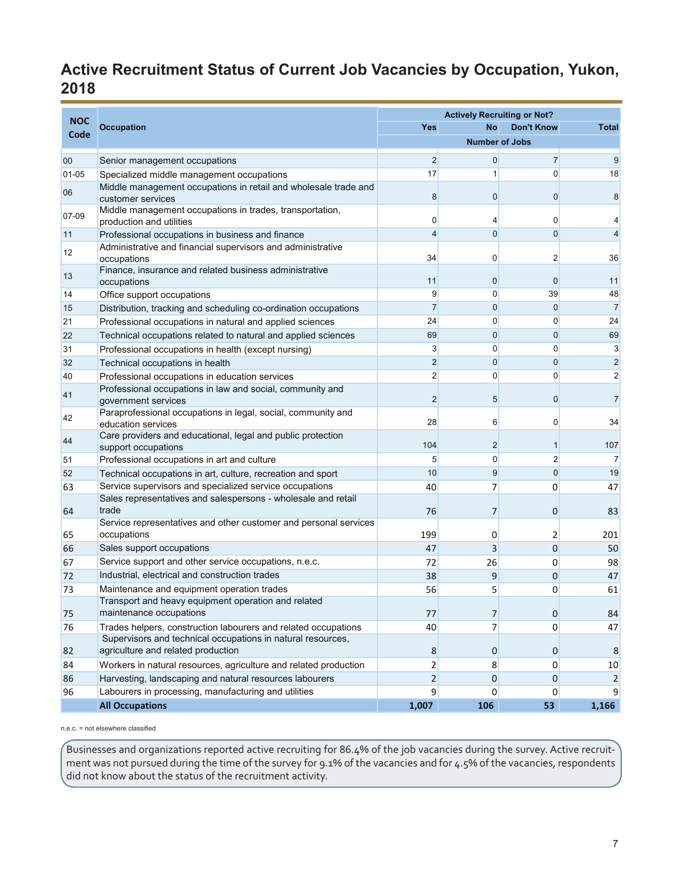# Active Recruitment Status of Current Job Vacancies by Occupation, Yukon, 2018

| NOC Code | Occupation | Actively Recruiting or Not? | | | |
|---|---|---|---|---|---|
| | | Yes | No | Don't Know | Total |
| | | Number of Jobs | | | |
| 00 | Senior management occupations | 2 | 0 | 7 | 9 |
| 01-05 | Specialized middle management occupations | 17 | 1 | 0 | 18 |
| 06 | Middle management occupations in retail and wholesale trade and customer services | 8 | 0 | 0 | 8 |
| 07-09 | Middle management occupations in trades, transportation, production and utilities | 0 | 4 | 0 | 4 |
| 11 | Professional occupations in business and finance | 4 | 0 | 0 | 4 |
| 12 | Administrative and financial supervisors and administrative occupations | 34 | 0 | 2 | 36 |
| 13 | Finance, insurance and related business administrative occupations | 11 | 0 | 0 | 11 |
| 14 | Office support occupations | 9 | 0 | 39 | 48 |
| 15 | Distribution, tracking and scheduling co-ordination occupations | 7 | 0 | 0 | 7 |
| 21 | Professional occupations in natural and applied sciences | 24 | 0 | 0 | 24 |
| 22 | Technical occupations related to natural and applied sciences | 69 | 0 | 0 | 69 |
| 31 | Professional occupations in health (except nursing) | 3 | 0 | 0 | 3 |
| 32 | Technical occupations in health | 2 | 0 | 0 | 2 |
| 40 | Professional occupations in education services | 2 | 0 | 0 | 2 |
| 41 | Professional occupations in law and social, community and government services | 2 | 5 | 0 | 7 |
| 42 | Paraprofessional occupations in legal, social, community and education services | 28 | 6 | 0 | 34 |
| 44 | Care providers and educational, legal and public protection support occupations | 104 | 2 | 1 | 107 |
| 51 | Professional occupations in art and culture | 5 | 0 | 2 | 7 |
| 52 | Technical occupations in art, culture, recreation and sport | 10 | 9 | 0 | 19 |
| 63 | Service supervisors and specialized service occupations | 40 | 7 | 0 | 47 |
| 64 | Sales representatives and salespersons - wholesale and retail trade | 76 | 7 | 0 | 83 |
| 65 | Service representatives and other customer and personal services occupations | 199 | 0 | 2 | 201 |
| 66 | Sales support occupations | 47 | 3 | 0 | 50 |
| 67 | Service support and other service occupations, n.e.c. | 72 | 26 | 0 | 98 |
| 72 | Industrial, electrical and construction trades | 38 | 9 | 0 | 47 |
| 73 | Maintenance and equipment operation trades | 56 | 5 | 0 | 61 |
| 75 | Transport and heavy equipment operation and related maintenance occupations | 77 | 7 | 0 | 84 |
| 76 | Trades helpers, construction labourers and related occupations | 40 | 7 | 0 | 47 |
| 82 | Supervisors and technical occupations in natural resources, agriculture and related production | 8 | 0 | 0 | 8 |
| 84 | Workers in natural resources, agriculture and related production | 2 | 8 | 0 | 10 |
| 86 | Harvesting, landscaping and natural resources labourers | 2 | 0 | 0 | 2 |
| 96 | Labourers in processing, manufacturing and utilities | 9 | 0 | 0 | 9 |
| | **All Occupations** | **1,007** | **106** | **53** | **1,166** |

n.e.c. = not elsewhere classified

Businesses and organizations reported active recruiting for 86.4% of the job vacancies during the survey. Active recruitment was not pursued during the time of the survey for 9.1% of the vacancies and for 4.5% of the vacancies, respondents did not know about the status of the recruitment activity.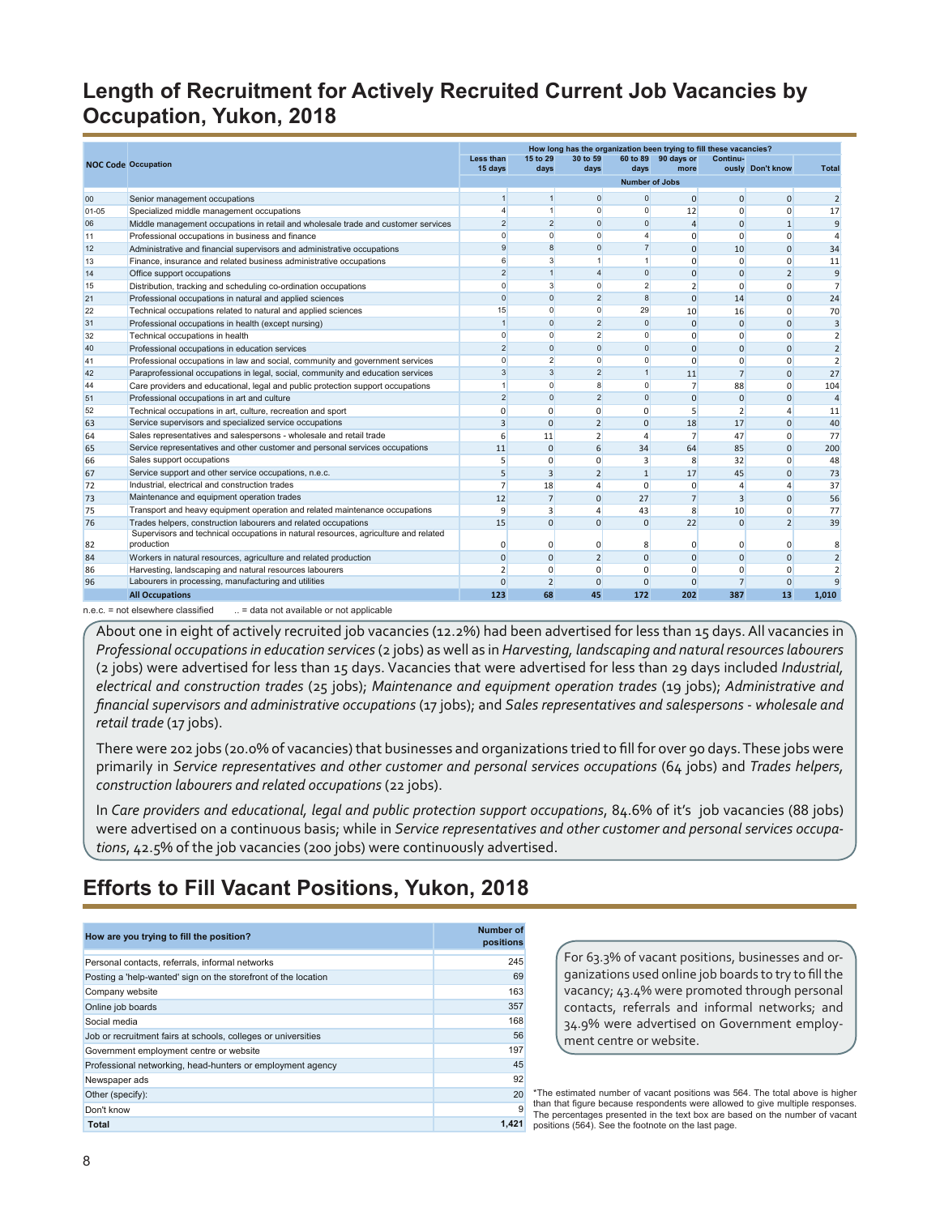## Length of Recruitment for Actively Recruited Current Job Vacancies by Occupation, Yukon, 2018

| NOC Code | Occupation | How long has the organization been trying to fill these vacancies? | | | | | | | |
|---|---|---|---|---|---|---|---|---|---|
| | | Less than 15 days | 15 to 29 days | 30 to 59 days | 60 to 89 days | 90 days or more | Continu-ously | Don't know | Total |
| | | Number of Jobs | | | | | | | |
| 00 | Senior management occupations | 1 | 1 | 0 | 0 | 0 | 0 | 0 | 2 |
| 01-05 | Specialized middle management occupations | 4 | 1 | 0 | 0 | 12 | 0 | 0 | 17 |
| 06 | Middle management occupations in retail and wholesale trade and customer services | 2 | 2 | 0 | 0 | 4 | 0 | 1 | 9 |
| 11 | Professional occupations in business and finance | 0 | 0 | 0 | 4 | 0 | 0 | 0 | 4 |
| 12 | Administrative and financial supervisors and administrative occupations | 9 | 8 | 0 | 7 | 0 | 10 | 0 | 34 |
| 13 | Finance, insurance and related business administrative occupations | 6 | 3 | 1 | 1 | 0 | 0 | 0 | 11 |
| 14 | Office support occupations | 2 | 1 | 4 | 0 | 0 | 0 | 2 | 9 |
| 15 | Distribution, tracking and scheduling co-ordination occupations | 0 | 3 | 0 | 2 | 2 | 0 | 0 | 7 |
| 21 | Professional occupations in natural and applied sciences | 0 | 0 | 2 | 8 | 0 | 14 | 0 | 24 |
| 22 | Technical occupations related to natural and applied sciences | 15 | 0 | 0 | 29 | 10 | 16 | 0 | 70 |
| 31 | Professional occupations in health (except nursing) | 1 | 0 | 2 | 0 | 0 | 0 | 0 | 3 |
| 32 | Technical occupations in health | 0 | 0 | 2 | 0 | 0 | 0 | 0 | 2 |
| 40 | Professional occupations in education services | 2 | 0 | 0 | 0 | 0 | 0 | 0 | 2 |
| 41 | Professional occupations in law and social, community and government services | 0 | 2 | 0 | 0 | 0 | 0 | 0 | 2 |
| 42 | Paraprofessional occupations in legal, social, community and education services | 3 | 3 | 2 | 1 | 11 | 7 | 0 | 27 |
| 44 | Care providers and educational, legal and public protection support occupations | 1 | 0 | 8 | 0 | 7 | 88 | 0 | 104 |
| 51 | Professional occupations in art and culture | 2 | 0 | 2 | 0 | 0 | 0 | 0 | 4 |
| 52 | Technical occupations in art, culture, recreation and sport | 0 | 0 | 0 | 0 | 5 | 2 | 4 | 11 |
| 63 | Service supervisors and specialized service occupations | 3 | 0 | 2 | 0 | 18 | 17 | 0 | 40 |
| 64 | Sales representatives and salespersons - wholesale and retail trade | 6 | 11 | 2 | 4 | 7 | 47 | 0 | 77 |
| 65 | Service representatives and other customer and personal services occupations | 11 | 0 | 6 | 34 | 64 | 85 | 0 | 200 |
| 66 | Sales support occupations | 5 | 0 | 0 | 3 | 8 | 32 | 0 | 48 |
| 67 | Service support and other service occupations, n.e.c. | 5 | 3 | 2 | 1 | 17 | 45 | 0 | 73 |
| 72 | Industrial, electrical and construction trades | 7 | 18 | 4 | 0 | 0 | 4 | 4 | 37 |
| 73 | Maintenance and equipment operation trades | 12 | 7 | 0 | 27 | 7 | 3 | 0 | 56 |
| 75 | Transport and heavy equipment operation and related maintenance occupations | 9 | 3 | 4 | 43 | 8 | 10 | 0 | 77 |
| 76 | Trades helpers, construction labourers and related occupations | 15 | 0 | 0 | 0 | 22 | 0 | 2 | 39 |
| 82 | Supervisors and technical occupations in natural resources, agriculture and related production | 0 | 0 | 0 | 8 | 0 | 0 | 0 | 8 |
| 84 | Workers in natural resources, agriculture and related production | 0 | 0 | 2 | 0 | 0 | 0 | 0 | 2 |
| 86 | Harvesting, landscaping and natural resources labourers | 2 | 0 | 0 | 0 | 0 | 0 | 0 | 2 |
| 96 | Labourers in processing, manufacturing and utilities | 0 | 2 | 0 | 0 | 0 | 7 | 0 | 9 |
| | **All Occupations** | **123** | **68** | **45** | **172** | **202** | **387** | **13** | **1,010** |

n.e.c. = not elsewhere classified .. = data not available or not applicable

About one in eight of actively recruited job vacancies (12.2%) had been advertised for less than 15 days. All vacancies in *Professional occupations in education services* (2 jobs) as well as in *Harvesting, landscaping and natural resources labourers* (2 jobs) were advertised for less than 15 days. Vacancies that were advertised for less than 29 days included *Industrial, electrical and construction trades* (25 jobs); *Maintenance and equipment operation trades* (19 jobs); *Administrative and financial supervisors and administrative occupations* (17 jobs); and *Sales representatives and salespersons - wholesale and retail trade* (17 jobs).

There were 202 jobs (20.0% of vacancies) that businesses and organizations tried to fill for over 90 days. These jobs were primarily in *Service representatives and other customer and personal services occupations* (64 jobs) and *Trades helpers, construction labourers and related occupations* (22 jobs).

In *Care providers and educational, legal and public protection support occupations*, 84.6% of it's job vacancies (88 jobs) were advertised on a continuous basis; while in *Service representatives and other customer and personal services occupations*, 42.5% of the job vacancies (200 jobs) were continuously advertised.

## Efforts to Fill Vacant Positions, Yukon, 2018

| How are you trying to fill the position? | Number of positions |
|---|---|
| Personal contacts, referrals, informal networks | 245 |
| Posting a 'help-wanted' sign on the storefront of the location | 69 |
| Company website | 163 |
| Online job boards | 357 |
| Social media | 168 |
| Job or recruitment fairs at schools, colleges or universities | 56 |
| Government employment centre or website | 197 |
| Professional networking, head-hunters or employment agency | 45 |
| Newspaper ads | 92 |
| Other (specify): | 20 |
| Don't know | 9 |
| **Total** | **1,421** |

For 63.3% of vacant positions, businesses and organizations used online job boards to try to fill the vacancy; 43.4% were promoted through personal contacts, referrals and informal networks; and 34.9% were advertised on Government employment centre or website.

*The estimated number of vacant positions was 564. The total above is higher than that figure because respondents were allowed to give multiple responses. The percentages presented in the text box are based on the number of vacant positions (564). See the footnote on the last page.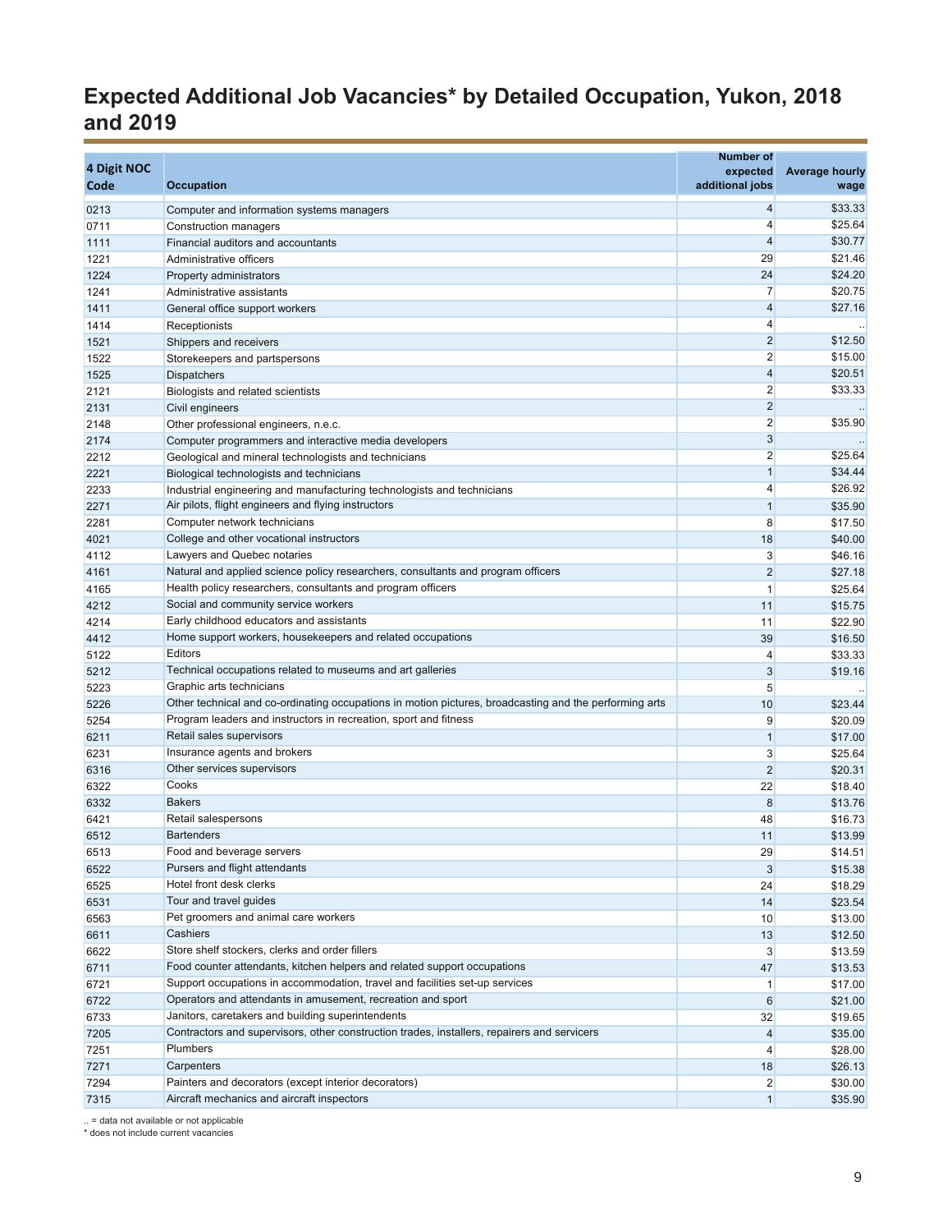# Expected Additional Job Vacancies* by Detailed Occupation, Yukon, 2018 and 2019

| 4 Digit NOC Code | Occupation | Number of expected additional jobs | Average hourly wage |
|---|---|---|---|
| 0213 | Computer and information systems managers | 4 | $33.33 |
| 0711 | Construction managers | 4 | $25.64 |
| 1111 | Financial auditors and accountants | 4 | $30.77 |
| 1221 | Administrative officers | 29 | $21.46 |
| 1224 | Property administrators | 24 | $24.20 |
| 1241 | Administrative assistants | 7 | $20.75 |
| 1411 | General office support workers | 4 | $27.16 |
| 1414 | Receptionists | 4 | .. |
| 1521 | Shippers and receivers | 2 | $12.50 |
| 1522 | Storekeepers and partspersons | 2 | $15.00 |
| 1525 | Dispatchers | 4 | $20.51 |
| 2121 | Biologists and related scientists | 2 | $33.33 |
| 2131 | Civil engineers | 2 | .. |
| 2148 | Other professional engineers, n.e.c. | 2 | $35.90 |
| 2174 | Computer programmers and interactive media developers | 3 | .. |
| 2212 | Geological and mineral technologists and technicians | 2 | $25.64 |
| 2221 | Biological technologists and technicians | 1 | $34.44 |
| 2233 | Industrial engineering and manufacturing technologists and technicians | 4 | $26.92 |
| 2271 | Air pilots, flight engineers and flying instructors | 1 | $35.90 |
| 2281 | Computer network technicians | 8 | $17.50 |
| 4021 | College and other vocational instructors | 18 | $40.00 |
| 4112 | Lawyers and Quebec notaries | 3 | $46.16 |
| 4161 | Natural and applied science policy researchers, consultants and program officers | 2 | $27.18 |
| 4165 | Health policy researchers, consultants and program officers | 1 | $25.64 |
| 4212 | Social and community service workers | 11 | $15.75 |
| 4214 | Early childhood educators and assistants | 11 | $22.90 |
| 4412 | Home support workers, housekeepers and related occupations | 39 | $16.50 |
| 5122 | Editors | 4 | $33.33 |
| 5212 | Technical occupations related to museums and art galleries | 3 | $19.16 |
| 5223 | Graphic arts technicians | 5 | .. |
| 5226 | Other technical and co-ordinating occupations in motion pictures, broadcasting and the performing arts | 10 | $23.44 |
| 5254 | Program leaders and instructors in recreation, sport and fitness | 9 | $20.09 |
| 6211 | Retail sales supervisors | 1 | $17.00 |
| 6231 | Insurance agents and brokers | 3 | $25.64 |
| 6316 | Other services supervisors | 2 | $20.31 |
| 6322 | Cooks | 22 | $18.40 |
| 6332 | Bakers | 8 | $13.76 |
| 6421 | Retail salespersons | 48 | $16.73 |
| 6512 | Bartenders | 11 | $13.99 |
| 6513 | Food and beverage servers | 29 | $14.51 |
| 6522 | Pursers and flight attendants | 3 | $15.38 |
| 6525 | Hotel front desk clerks | 24 | $18.29 |
| 6531 | Tour and travel guides | 14 | $23.54 |
| 6563 | Pet groomers and animal care workers | 10 | $13.00 |
| 6611 | Cashiers | 13 | $12.50 |
| 6622 | Store shelf stockers, clerks and order fillers | 3 | $13.59 |
| 6711 | Food counter attendants, kitchen helpers and related support occupations | 47 | $13.53 |
| 6721 | Support occupations in accommodation, travel and facilities set-up services | 1 | $17.00 |
| 6722 | Operators and attendants in amusement, recreation and sport | 6 | $21.00 |
| 6733 | Janitors, caretakers and building superintendents | 32 | $19.65 |
| 7205 | Contractors and supervisors, other construction trades, installers, repairers and servicers | 4 | $35.00 |
| 7251 | Plumbers | 4 | $28.00 |
| 7271 | Carpenters | 18 | $26.13 |
| 7294 | Painters and decorators (except interior decorators) | 2 | $30.00 |
| 7315 | Aircraft mechanics and aircraft inspectors | 1 | $35.90 |

.. = data not available or not applicable
* does not include current vacancies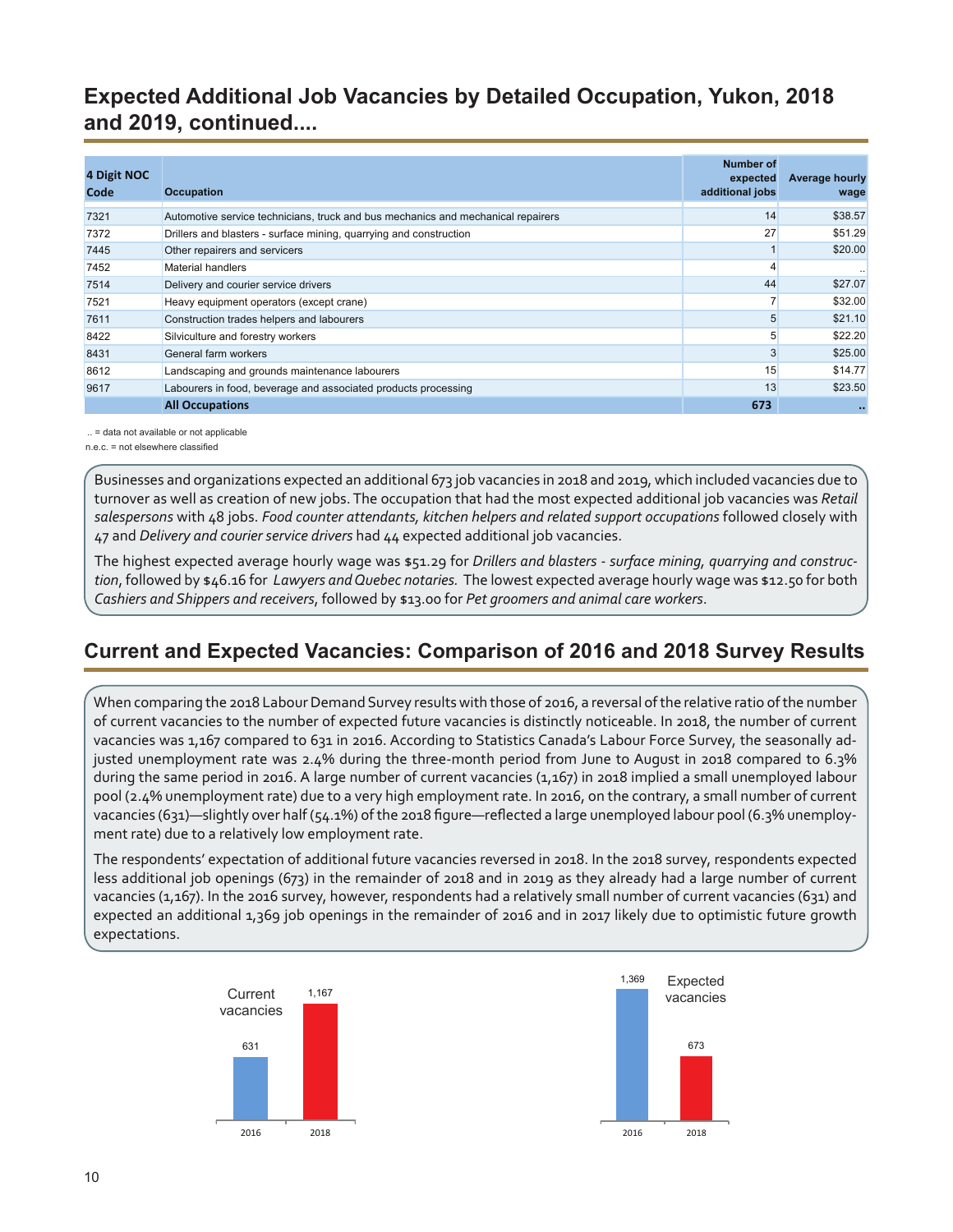## Expected Additional Job Vacancies by Detailed Occupation, Yukon, 2018 and 2019, continued....

| 4 Digit NOC Code | Occupation | Number of expected additional jobs | Average hourly wage |
|---|---|---|---|
| 7321 | Automotive service technicians, truck and bus mechanics and mechanical repairers | 14 | $38.57 |
| 7372 | Drillers and blasters - surface mining, quarrying and construction | 27 | $51.29 |
| 7445 | Other repairers and servicers | 1 | $20.00 |
| 7452 | Material handlers | 4 | .. |
| 7514 | Delivery and courier service drivers | 44 | $27.07 |
| 7521 | Heavy equipment operators (except crane) | 7 | $32.00 |
| 7611 | Construction trades helpers and labourers | 5 | $21.10 |
| 8422 | Silviculture and forestry workers | 5 | $22.20 |
| 8431 | General farm workers | 3 | $25.00 |
| 8612 | Landscaping and grounds maintenance labourers | 15 | $14.77 |
| 9617 | Labourers in food, beverage and associated products processing | 13 | $23.50 |
| | **All Occupations** | **673** | **..** |

.. = data not available or not applicable

n.e.c. = not elsewhere classified

Businesses and organizations expected an additional 673 job vacancies in 2018 and 2019, which included vacancies due to turnover as well as creation of new jobs. The occupation that had the most expected additional job vacancies was *Retail salespersons* with 48 jobs. *Food counter attendants, kitchen helpers and related support occupations* followed closely with 47 and *Delivery and courier service drivers* had 44 expected additional job vacancies.

The highest expected average hourly wage was $51.29 for *Drillers and blasters - surface mining, quarrying and construction*, followed by $46.16 for *Lawyers and Quebec notaries.* The lowest expected average hourly wage was $12.50 for both *Cashiers and Shippers and receivers*, followed by $13.00 for *Pet groomers and animal care workers*.

## Current and Expected Vacancies: Comparison of 2016 and 2018 Survey Results

When comparing the 2018 Labour Demand Survey results with those of 2016, a reversal of the relative ratio of the number of current vacancies to the number of expected future vacancies is distinctly noticeable. In 2018, the number of current vacancies was 1,167 compared to 631 in 2016. According to Statistics Canada's Labour Force Survey, the seasonally adjusted unemployment rate was 2.4% during the three-month period from June to August in 2018 compared to 6.3% during the same period in 2016. A large number of current vacancies (1,167) in 2018 implied a small unemployed labour pool (2.4% unemployment rate) due to a very high employment rate. In 2016, on the contrary, a small number of current vacancies (631)—slightly over half (54.1%) of the 2018 figure—reflected a large unemployed labour pool (6.3% unemployment rate) due to a relatively low employment rate.

The respondents' expectation of additional future vacancies reversed in 2018. In the 2018 survey, respondents expected less additional job openings (673) in the remainder of 2018 and in 2019 as they already had a large number of current vacancies (1,167). In the 2016 survey, however, respondents had a relatively small number of current vacancies (631) and expected an additional 1,369 job openings in the remainder of 2016 and in 2017 likely due to optimistic future growth expectations.

**Current vacancies**

| Year | Current vacancies |
|---|---|
| 2016 | 631 |
| 2018 | 1,167 |

**Expected vacancies**

| Year | Expected vacancies |
|---|---|
| 2016 | 1,369 |
| 2018 | 673 |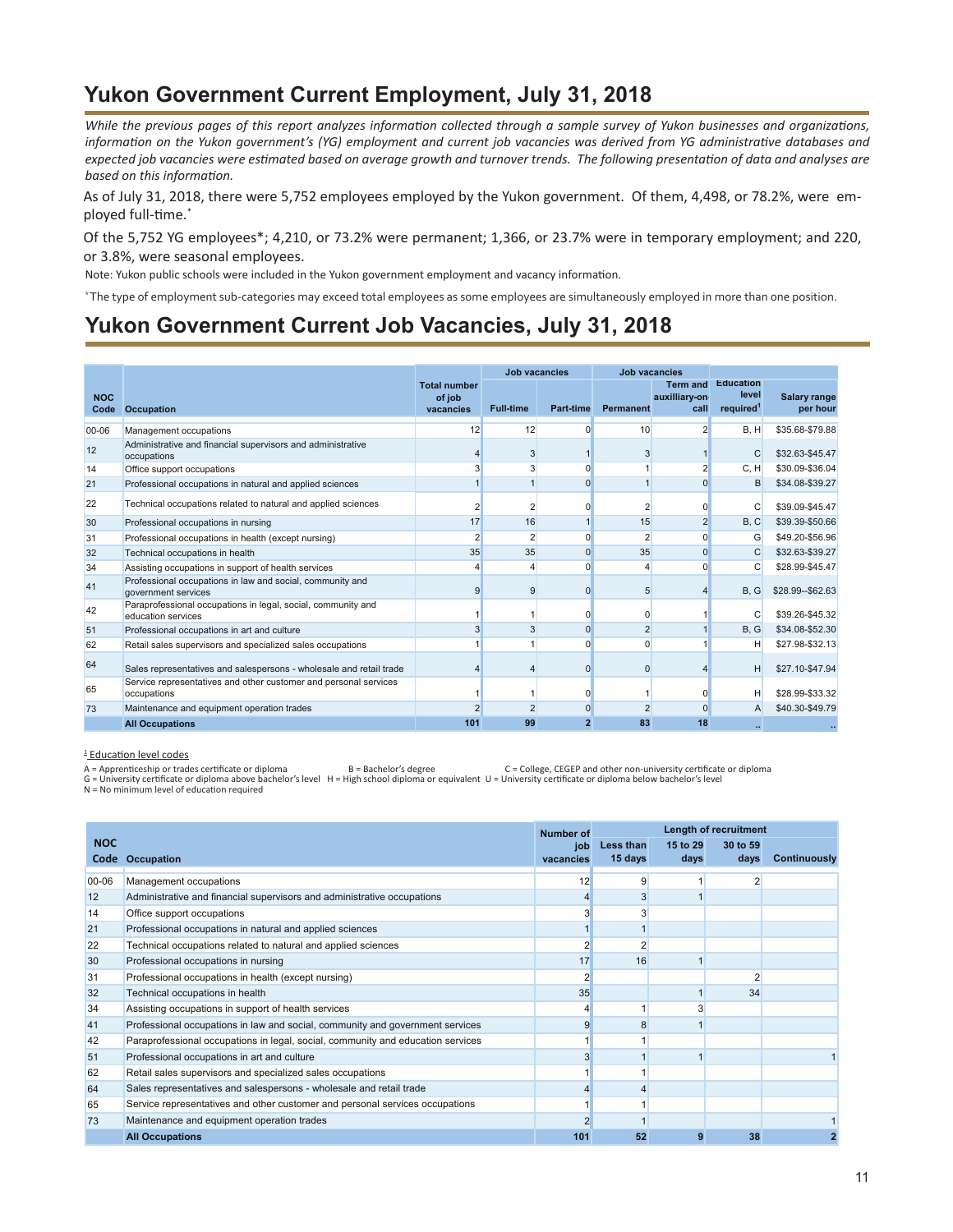# Yukon Government Current Employment, July 31, 2018

*While the previous pages of this report analyzes information collected through a sample survey of Yukon businesses and organizations, information on the Yukon government's (YG) employment and current job vacancies was derived from YG administrative databases and expected job vacancies were estimated based on average growth and turnover trends. The following presentation of data and analyses are based on this information.*

As of July 31, 2018, there were 5,752 employees employed by the Yukon government. Of them, 4,498, or 78.2%, were employed full-time.*

Of the 5,752 YG employees*; 4,210, or 73.2% were permanent; 1,366, or 23.7% were in temporary employment; and 220, or 3.8%, were seasonal employees.

Note: Yukon public schools were included in the Yukon government employment and vacancy information.

*The type of employment sub-categories may exceed total employees as some employees are simultaneously employed in more than one position.

# Yukon Government Current Job Vacancies, July 31, 2018

| NOC Code | Occupation | Total number of job vacancies | Job vacancies | | Job vacancies | | Education level required[1] | Salary range per hour |
|---|---|---|---|---|---|---|---|---|
| | | | Full-time | Part-time | Permanent | Term and auxilliary-on call | | |
| 00-06 | Management occupations | 12 | 12 | 0 | 10 | 2 | B, H | $35.68-$79.88 |
| 12 | Administrative and financial supervisors and administrative occupations | 4 | 3 | 1 | 3 | 1 | C | $32.63-$45.47 |
| 14 | Office support occupations | 3 | 3 | 0 | 1 | 2 | C, H | $30.09-$36.04 |
| 21 | Professional occupations in natural and applied sciences | 1 | 1 | 0 | 1 | 0 | B | $34.08-$39.27 |
| 22 | Technical occupations related to natural and applied sciences | 2 | 2 | 0 | 2 | 0 | C | $39.09-$45.47 |
| 30 | Professional occupations in nursing | 17 | 16 | 1 | 15 | 2 | B, C | $39.39-$50.66 |
| 31 | Professional occupations in health (except nursing) | 2 | 2 | 0 | 2 | 0 | G | $49.20-$56.96 |
| 32 | Technical occupations in health | 35 | 35 | 0 | 35 | 0 | C | $32.63-$39.27 |
| 34 | Assisting occupations in support of health services | 4 | 4 | 0 | 4 | 0 | C | $28.99-$45.47 |
| 41 | Professional occupations in law and social, community and government services | 9 | 9 | 0 | 5 | 4 | B, G | $28.99--$62.63 |
| 42 | Paraprofessional occupations in legal, social, community and education services | 1 | 1 | 0 | 0 | 1 | C | $39.26-$45.32 |
| 51 | Professional occupations in art and culture | 3 | 3 | 0 | 2 | 1 | B, G | $34.08-$52.30 |
| 62 | Retail sales supervisors and specialized sales occupations | 1 | 1 | 0 | 0 | 1 | H | $27.98-$32.13 |
| 64 | Sales representatives and salespersons - wholesale and retail trade | 4 | 4 | 0 | 0 | 4 | H | $27.10-$47.94 |
| 65 | Service representatives and other customer and personal services occupations | 1 | 1 | 0 | 1 | 0 | H | $28.99-$33.32 |
| 73 | Maintenance and equipment operation trades | 2 | 2 | 0 | 2 | 0 | A | $40.30-$49.79 |
| | **All Occupations** | **101** | **99** | **2** | **83** | **18** | .. | .. |

[1] Education level codes

A = Apprenticeship or trades certificate or diploma
B = Bachelor's degree
C = College, CEGEP and other non-university certificate or diploma
G = University certificate or diploma above bachelor's level
H = High school diploma or equivalent
U = University certificate or diploma below bachelor's level
N = No minimum level of education required

| NOC Code | Occupation | Number of job vacancies | Length of recruitment | | | |
|---|---|---|---|---|---|---|
| | | | Less than 15 days | 15 to 29 days | 30 to 59 days | Continuously |
| 00-06 | Management occupations | 12 | 9 | 1 | 2 | |
| 12 | Administrative and financial supervisors and administrative occupations | 4 | 3 | 1 | | |
| 14 | Office support occupations | 3 | 3 | | | |
| 21 | Professional occupations in natural and applied sciences | 1 | 1 | | | |
| 22 | Technical occupations related to natural and applied sciences | 2 | 2 | | | |
| 30 | Professional occupations in nursing | 17 | 16 | 1 | | |
| 31 | Professional occupations in health (except nursing) | 2 | | | 2 | |
| 32 | Technical occupations in health | 35 | | 1 | 34 | |
| 34 | Assisting occupations in support of health services | 4 | 1 | 3 | | |
| 41 | Professional occupations in law and social, community and government services | 9 | 8 | 1 | | |
| 42 | Paraprofessional occupations in legal, social, community and education services | 1 | 1 | | | |
| 51 | Professional occupations in art and culture | 3 | 1 | 1 | | 1 |
| 62 | Retail sales supervisors and specialized sales occupations | 1 | 1 | | | |
| 64 | Sales representatives and salespersons - wholesale and retail trade | 4 | 4 | | | |
| 65 | Service representatives and other customer and personal services occupations | 1 | 1 | | | |
| 73 | Maintenance and equipment operation trades | 2 | 1 | | | 1 |
| | **All Occupations** | **101** | **52** | **9** | **38** | **2** |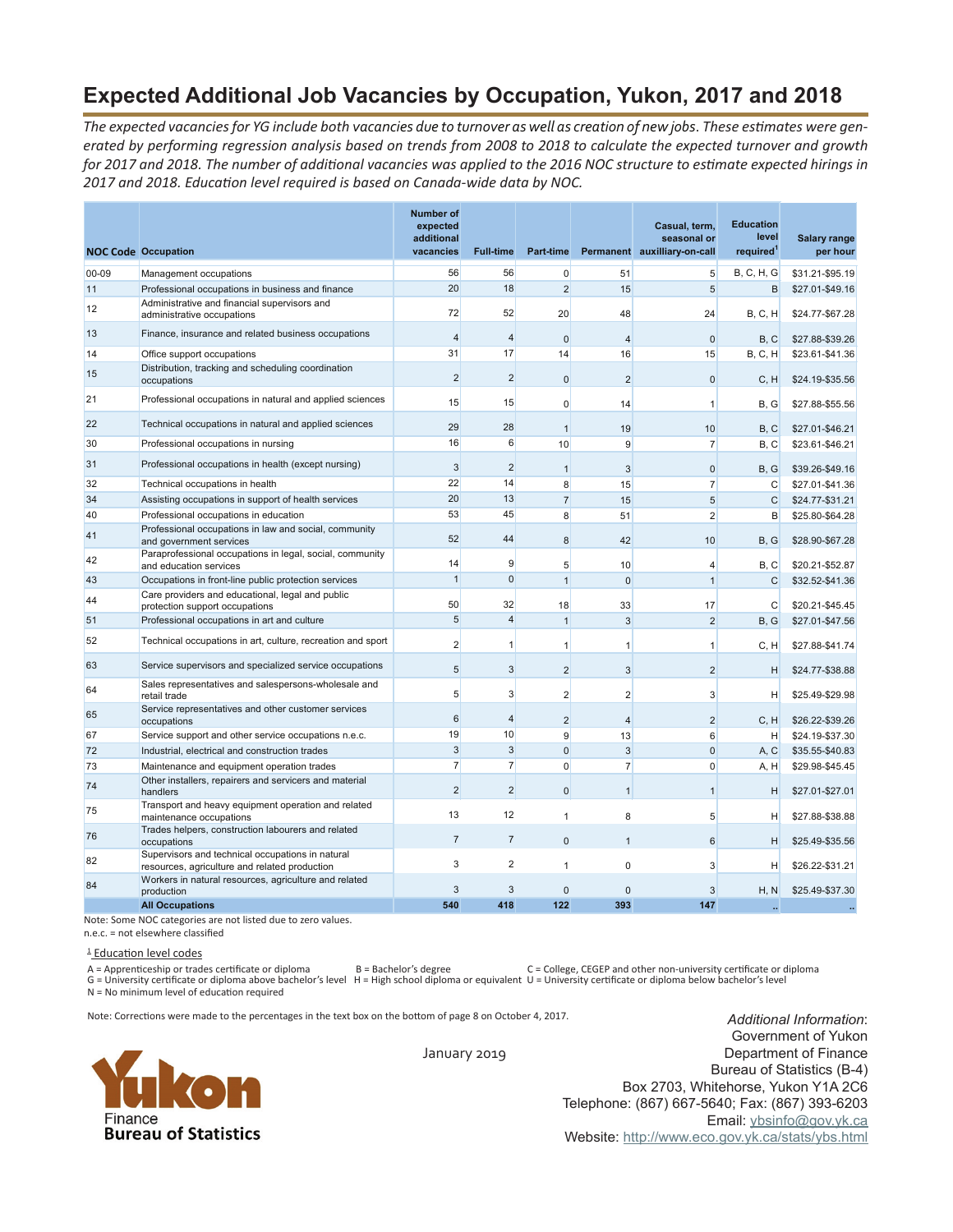# Expected Additional Job Vacancies by Occupation, Yukon, 2017 and 2018

*The expected vacancies for YG include both vacancies due to turnover as well as creation of new jobs. These estimates were generated by performing regression analysis based on trends from 2008 to 2018 to calculate the expected turnover and growth for 2017 and 2018. The number of additional vacancies was applied to the 2016 NOC structure to estimate expected hirings in 2017 and 2018. Education level required is based on Canada-wide data by NOC.*

| NOC Code | Occupation | Number of expected additional vacancies | Full-time | Part-time | Permanent | Casual, term, seasonal or auxilliary-on-call | Education level required[1] | Salary range per hour |
|---|---|---|---|---|---|---|---|---|
| 00-09 | Management occupations | 56 | 56 | 0 | 51 | 5 | B, C, H, G | $31.21-$95.19 |
| 11 | Professional occupations in business and finance | 20 | 18 | 2 | 15 | 5 | B | $27.01-$49.16 |
| 12 | Administrative and financial supervisors and administrative occupations | 72 | 52 | 20 | 48 | 24 | B, C, H | $24.77-$67.28 |
| 13 | Finance, insurance and related business occupations | 4 | 4 | 0 | 4 | 0 | B, C | $27.88-$39.26 |
| 14 | Office support occupations | 31 | 17 | 14 | 16 | 15 | B, C, H | $23.61-$41.36 |
| 15 | Distribution, tracking and scheduling coordination occupations | 2 | 2 | 0 | 2 | 0 | C, H | $24.19-$35.56 |
| 21 | Professional occupations in natural and applied sciences | 15 | 15 | 0 | 14 | 1 | B, G | $27.88-$55.56 |
| 22 | Technical occupations in natural and applied sciences | 29 | 28 | 1 | 19 | 10 | B, C | $27.01-$46.21 |
| 30 | Professional occupations in nursing | 16 | 6 | 10 | 9 | 7 | B, C | $23.61-$46.21 |
| 31 | Professional occupations in health (except nursing) | 3 | 2 | 1 | 3 | 0 | B, G | $39.26-$49.16 |
| 32 | Technical occupations in health | 22 | 14 | 8 | 15 | 7 | C | $27.01-$41.36 |
| 34 | Assisting occupations in support of health services | 20 | 13 | 7 | 15 | 5 | C | $24.77-$31.21 |
| 40 | Professional occupations in education | 53 | 45 | 8 | 51 | 2 | B | $25.80-$64.28 |
| 41 | Professional occupations in law and social, community and government services | 52 | 44 | 8 | 42 | 10 | B, G | $28.90-$67.28 |
| 42 | Paraprofessional occupations in legal, social, community and education services | 14 | 9 | 5 | 10 | 4 | B, C | $20.21-$52.87 |
| 43 | Occupations in front-line public protection services | 1 | 0 | 1 | 0 | 1 | C | $32.52-$41.36 |
| 44 | Care providers and educational, legal and public protection support occupations | 50 | 32 | 18 | 33 | 17 | C | $20.21-$45.45 |
| 51 | Professional occupations in art and culture | 5 | 4 | 1 | 3 | 2 | B, G | $27.01-$47.56 |
| 52 | Technical occupations in art, culture, recreation and sport | 2 | 1 | 1 | 1 | 1 | C, H | $27.88-$41.74 |
| 63 | Service supervisors and specialized service occupations | 5 | 3 | 2 | 3 | 2 | H | $24.77-$38.88 |
| 64 | Sales representatives and salespersons-wholesale and retail trade | 5 | 3 | 2 | 2 | 3 | H | $25.49-$29.98 |
| 65 | Service representatives and other customer services occupations | 6 | 4 | 2 | 4 | 2 | C, H | $26.22-$39.26 |
| 67 | Service support and other service occupations n.e.c. | 19 | 10 | 9 | 13 | 6 | H | $24.19-$37.30 |
| 72 | Industrial, electrical and construction trades | 3 | 3 | 0 | 3 | 0 | A, C | $35.55-$40.83 |
| 73 | Maintenance and equipment operation trades | 7 | 7 | 0 | 7 | 0 | A, H | $29.98-$45.45 |
| 74 | Other installers, repairers and servicers and material handlers | 2 | 2 | 0 | 1 | 1 | H | $27.01-$27.01 |
| 75 | Transport and heavy equipment operation and related maintenance occupations | 13 | 12 | 1 | 8 | 5 | H | $27.88-$38.88 |
| 76 | Trades helpers, construction labourers and related occupations | 7 | 7 | 0 | 1 | 6 | H | $25.49-$35.56 |
| 82 | Supervisors and technical occupations in natural resources, agriculture and related production | 3 | 2 | 1 | 0 | 3 | H | $26.22-$31.21 |
| 84 | Workers in natural resources, agriculture and related production | 3 | 3 | 0 | 0 | 3 | H, N | $25.49-$37.30 |
| | **All Occupations** | **540** | **418** | **122** | **393** | **147** | .. | .. |

Note: Some NOC categories are not listed due to zero values.
n.e.c. = not elsewhere classified

[1] Education level codes

A = Apprenticeship or trades certificate or diploma
B = Bachelor's degree
C = College, CEGEP and other non-university certificate or diploma
G = University certificate or diploma above bachelor's level
H = High school diploma or equivalent
U = University certificate or diploma below bachelor's level
N = No minimum level of education required

Note: Corrections were made to the percentages in the text box on the bottom of page 8 on October 4, 2017.

Yukon Finance **Bureau of Statistics**

January 2019

*Additional Information*:
Government of Yukon
Department of Finance
Bureau of Statistics (B-4)
Box 2703, Whitehorse, Yukon Y1A 2C6
Telephone: (867) 667-5640; Fax: (867) 393-6203
Email: ybsinfo@gov.yk.ca
Website: http://www.eco.gov.yk.ca/stats/ybs.html